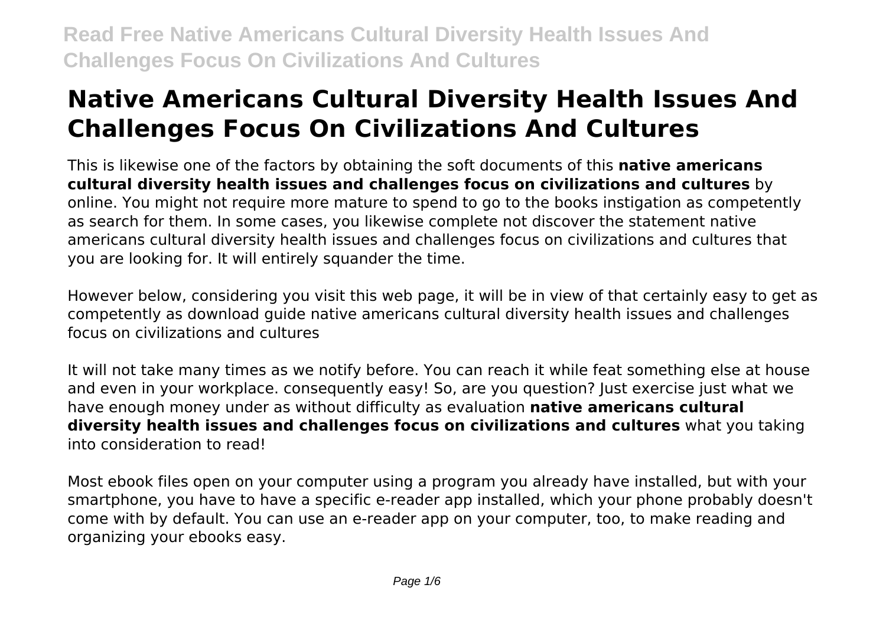# Native Americans Cultural Diversity Health Issues And Challenges Focus On Civilizations And Cultures

This is likewise one of the factors by obtaining the soft documents of this **native americans cultural diversity health issues and challenges focus on civilizations and cultures** by online. You might not require more mature to spend to go to the books instigation as competently as search for them. In some cases, you likewise complete not discover the statement native americans cultural diversity health issues and challenges focus on civilizations and cultures that you are looking for. It will entirely squander the time.

However below, considering you visit this web page, it will be in view of that certainly easy to get as competently as download guide native americans cultural diversity health issues and challenges focus on civilizations and cultures

It will not take many times as we notify before. You can reach it while feat something else at house and even in your workplace. consequently easy! So, are you question? Just exercise just what we have enough money under as without difficulty as evaluation **native americans cultural diversity health issues and challenges focus on civilizations and cultures** what you taking into consideration to read!

Most ebook files open on your computer using a program you already have installed, but with your smartphone, you have to have a specific e-reader app installed, which your phone probably doesn't come with by default. You can use an e-reader app on your computer, too, to make reading and organizing your ebooks easy.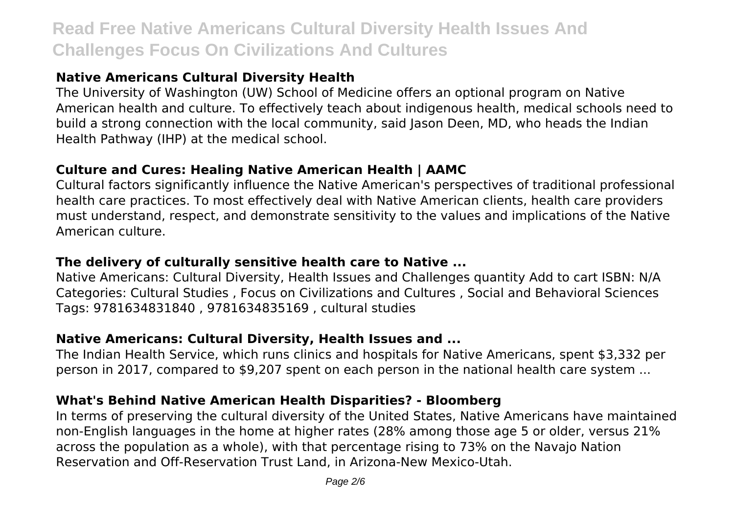### Native Americans Cultural Diversity Health

The University of Washington (UW) School of Medicine offers an optional program on Native American health and culture. To effectively teach about indigenous health, medical schools need to build a strong connection with the local community, said Jason Deen, MD, who heads the Indian Health Pathway (IHP) at the medical school.

### Culture and Cures: Healing Native American Health | AAMC

Cultural factors significantly influence the Native American's perspectives of traditional professional health care practices. To most effectively deal with Native American clients, health care providers must understand, respect, and demonstrate sensitivity to the values and implications of the Native American culture.

### The delivery of culturally sensitive health care to Native ...

Native Americans: Cultural Diversity, Health Issues and Challenges quantity Add to cart ISBN: N/A Categories: Cultural Studies , Focus on Civilizations and Cultures , Social and Behavioral Sciences Tags: 9781634831840 , 9781634835169 , cultural studies

### Native Americans: Cultural Diversity, Health Issues and ...

The Indian Health Service, which runs clinics and hospitals for Native Americans, spent $3,332 per person in 2017, compared to $9,207 spent on each person in the national health care system ...

### What's Behind Native American Health Disparities? - Bloomberg

In terms of preserving the cultural diversity of the United States, Native Americans have maintained non-English languages in the home at higher rates (28% among those age 5 or older, versus 21% across the population as a whole), with that percentage rising to 73% on the Navajo Nation Reservation and Off-Reservation Trust Land, in Arizona-New Mexico-Utah.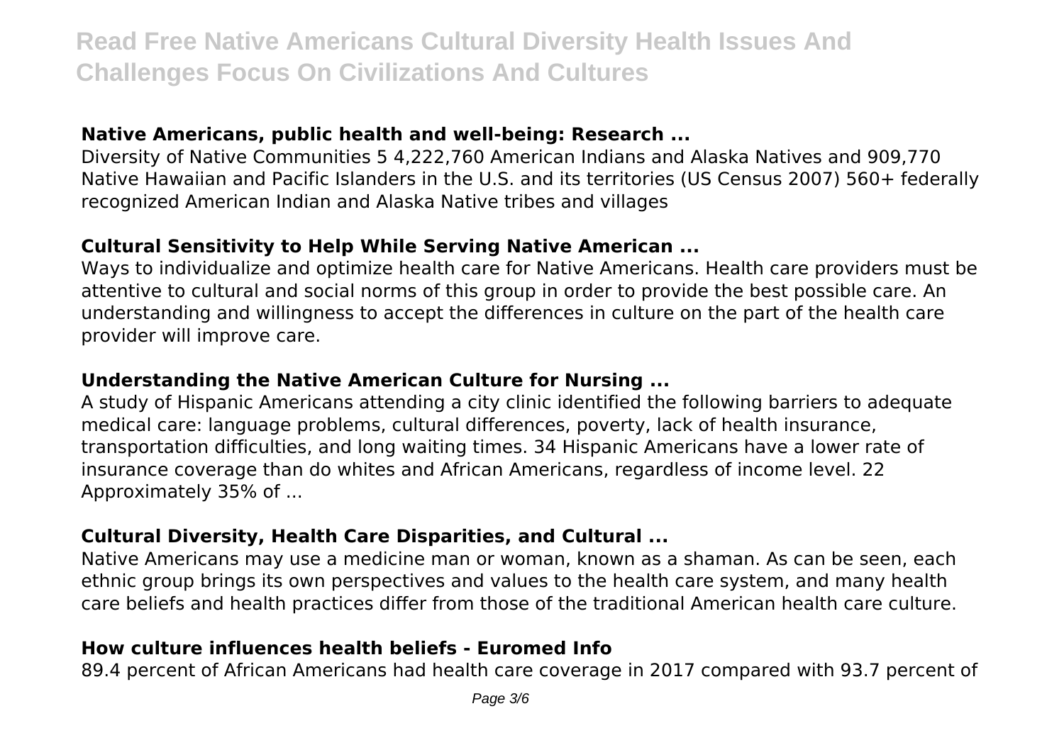### Native Americans, public health and well-being: Research ...

Diversity of Native Communities 5 4,222,760 American Indians and Alaska Natives and 909,770 Native Hawaiian and Pacific Islanders in the U.S. and its territories (US Census 2007) 560+ federally recognized American Indian and Alaska Native tribes and villages

### Cultural Sensitivity to Help While Serving Native American ...

Ways to individualize and optimize health care for Native Americans. Health care providers must be attentive to cultural and social norms of this group in order to provide the best possible care. An understanding and willingness to accept the differences in culture on the part of the health care provider will improve care.

### Understanding the Native American Culture for Nursing ...

A study of Hispanic Americans attending a city clinic identified the following barriers to adequate medical care: language problems, cultural differences, poverty, lack of health insurance, transportation difficulties, and long waiting times. 34 Hispanic Americans have a lower rate of insurance coverage than do whites and African Americans, regardless of income level. 22 Approximately 35% of ...

### Cultural Diversity, Health Care Disparities, and Cultural ...

Native Americans may use a medicine man or woman, known as a shaman. As can be seen, each ethnic group brings its own perspectives and values to the health care system, and many health care beliefs and health practices differ from those of the traditional American health care culture.

### How culture influences health beliefs - Euromed Info

89.4 percent of African Americans had health care coverage in 2017 compared with 93.7 percent of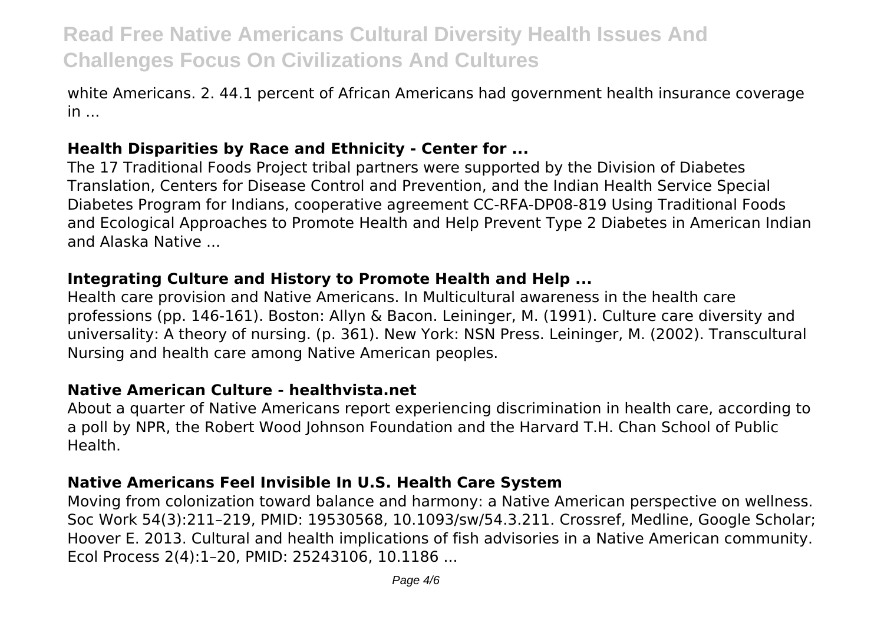white Americans. 2. 44.1 percent of African Americans had government health insurance coverage in ...

### Health Disparities by Race and Ethnicity - Center for ...

The 17 Traditional Foods Project tribal partners were supported by the Division of Diabetes Translation, Centers for Disease Control and Prevention, and the Indian Health Service Special Diabetes Program for Indians, cooperative agreement CC-RFA-DP08-819 Using Traditional Foods and Ecological Approaches to Promote Health and Help Prevent Type 2 Diabetes in American Indian and Alaska Native ...

### Integrating Culture and History to Promote Health and Help ...

Health care provision and Native Americans. In Multicultural awareness in the health care professions (pp. 146-161). Boston: Allyn & Bacon. Leininger, M. (1991). Culture care diversity and universality: A theory of nursing. (p. 361). New York: NSN Press. Leininger, M. (2002). Transcultural Nursing and health care among Native American peoples.

### Native American Culture - healthvista.net

About a quarter of Native Americans report experiencing discrimination in health care, according to a poll by NPR, the Robert Wood Johnson Foundation and the Harvard T.H. Chan School of Public Health.

### Native Americans Feel Invisible In U.S. Health Care System

Moving from colonization toward balance and harmony: a Native American perspective on wellness. Soc Work 54(3):211–219, PMID: 19530568, 10.1093/sw/54.3.211. Crossref, Medline, Google Scholar; Hoover E. 2013. Cultural and health implications of fish advisories in a Native American community. Ecol Process 2(4):1–20, PMID: 25243106, 10.1186 ...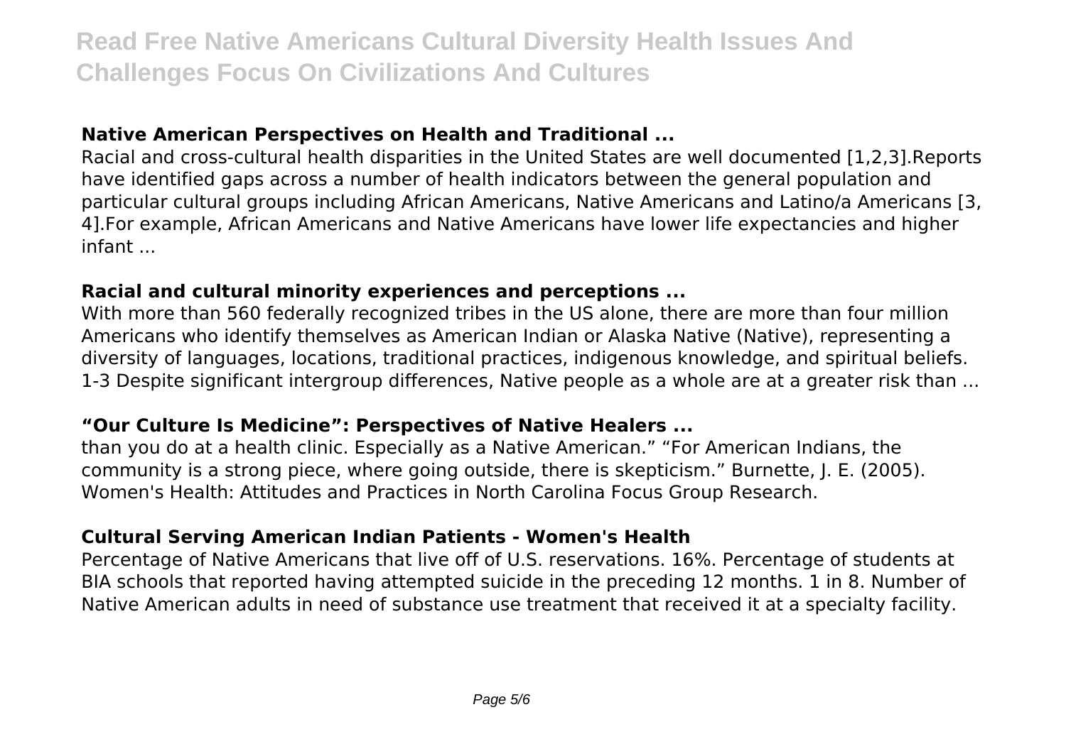## Native American Perspectives on Health and Traditional ...

Racial and cross-cultural health disparities in the United States are well documented [1,2,3].Reports have identified gaps across a number of health indicators between the general population and particular cultural groups including African Americans, Native Americans and Latino/a Americans [3, 4].For example, African Americans and Native Americans have lower life expectancies and higher infant ...

## Racial and cultural minority experiences and perceptions ...

With more than 560 federally recognized tribes in the US alone, there are more than four million Americans who identify themselves as American Indian or Alaska Native (Native), representing a diversity of languages, locations, traditional practices, indigenous knowledge, and spiritual beliefs. 1-3 Despite significant intergroup differences, Native people as a whole are at a greater risk than ...

## “Our Culture Is Medicine”: Perspectives of Native Healers ...

than you do at a health clinic. Especially as a Native American.” “For American Indians, the community is a strong piece, where going outside, there is skepticism.” Burnette, J. E. (2005). Women's Health: Attitudes and Practices in North Carolina Focus Group Research.

## Cultural Serving American Indian Patients - Women's Health

Percentage of Native Americans that live off of U.S. reservations. 16%. Percentage of students at BIA schools that reported having attempted suicide in the preceding 12 months. 1 in 8. Number of Native American adults in need of substance use treatment that received it at a specialty facility.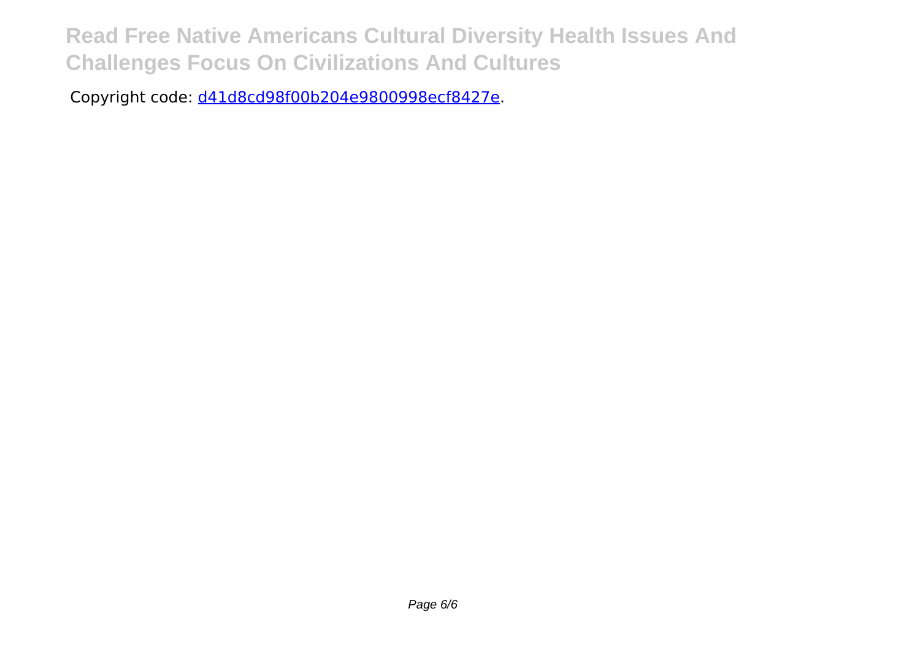Copyright code: [d41d8cd98f00b204e9800998ecf8427e](d41d8cd98f00b204e9800998ecf8427e).